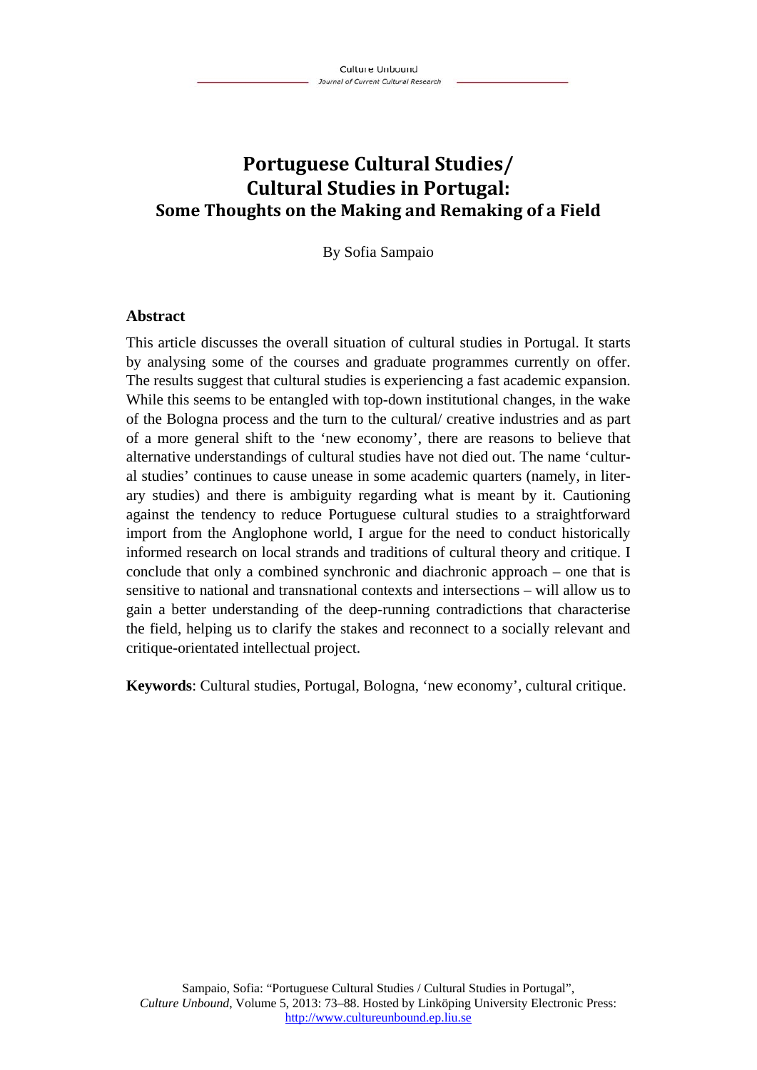# Portuguese Cultural Studies/ Cultural Studies in Portugal:
## Some Thoughts on the Making and Remaking of a Field

By Sofia Sampaio

### Abstract

This article discusses the overall situation of cultural studies in Portugal. It starts by analysing some of the courses and graduate programmes currently on offer. The results suggest that cultural studies is experiencing a fast academic expansion. While this seems to be entangled with top-down institutional changes, in the wake of the Bologna process and the turn to the cultural/ creative industries and as part of a more general shift to the 'new economy', there are reasons to believe that alternative understandings of cultural studies have not died out. The name 'cultural studies' continues to cause unease in some academic quarters (namely, in literary studies) and there is ambiguity regarding what is meant by it. Cautioning against the tendency to reduce Portuguese cultural studies to a straightforward import from the Anglophone world, I argue for the need to conduct historically informed research on local strands and traditions of cultural theory and critique. I conclude that only a combined synchronic and diachronic approach – one that is sensitive to national and transnational contexts and intersections – will allow us to gain a better understanding of the deep-running contradictions that characterise the field, helping us to clarify the stakes and reconnect to a socially relevant and critique-orientated intellectual project.

**Keywords**: Cultural studies, Portugal, Bologna, 'new economy', cultural critique.

Sampaio, Sofia: "Portuguese Cultural Studies / Cultural Studies in Portugal", *Culture Unbound*, Volume 5, 2013: 73–88. Hosted by Linköping University Electronic Press: http://www.cultureunbound.ep.liu.se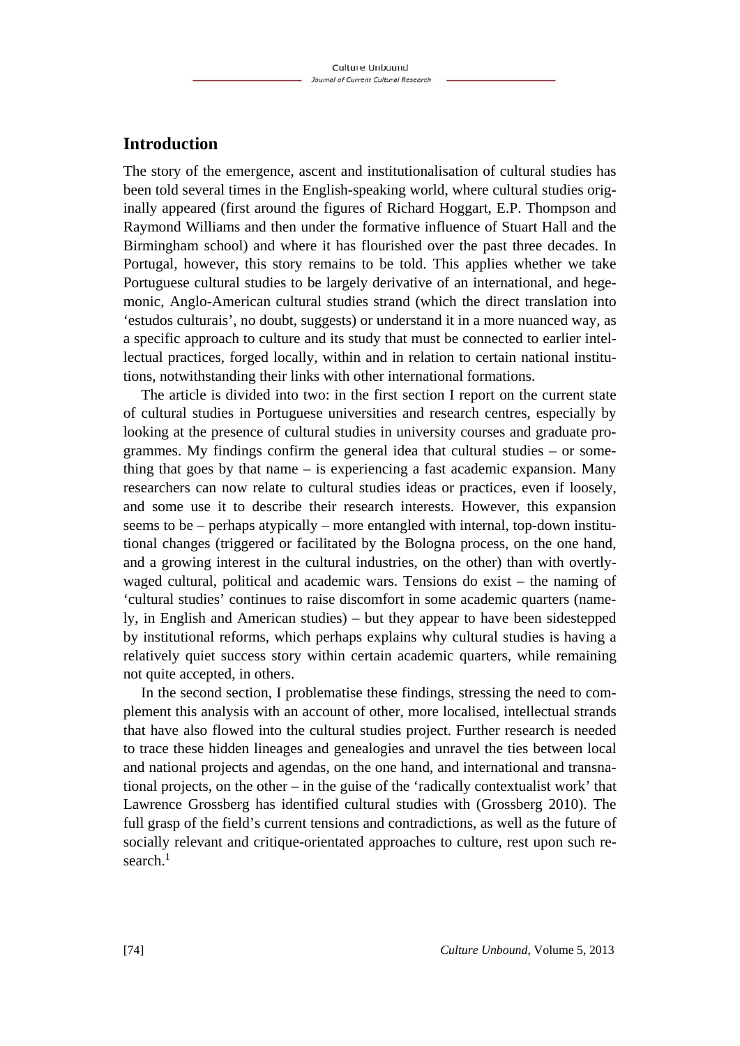## Introduction

The story of the emergence, ascent and institutionalisation of cultural studies has been told several times in the English-speaking world, where cultural studies originally appeared (first around the figures of Richard Hoggart, E.P. Thompson and Raymond Williams and then under the formative influence of Stuart Hall and the Birmingham school) and where it has flourished over the past three decades. In Portugal, however, this story remains to be told. This applies whether we take Portuguese cultural studies to be largely derivative of an international, and hegemonic, Anglo-American cultural studies strand (which the direct translation into 'estudos culturais', no doubt, suggests) or understand it in a more nuanced way, as a specific approach to culture and its study that must be connected to earlier intellectual practices, forged locally, within and in relation to certain national institutions, notwithstanding their links with other international formations.

The article is divided into two: in the first section I report on the current state of cultural studies in Portuguese universities and research centres, especially by looking at the presence of cultural studies in university courses and graduate programmes. My findings confirm the general idea that cultural studies – or something that goes by that name – is experiencing a fast academic expansion. Many researchers can now relate to cultural studies ideas or practices, even if loosely, and some use it to describe their research interests. However, this expansion seems to be – perhaps atypically – more entangled with internal, top-down institutional changes (triggered or facilitated by the Bologna process, on the one hand, and a growing interest in the cultural industries, on the other) than with overtly-waged cultural, political and academic wars. Tensions do exist – the naming of 'cultural studies' continues to raise discomfort in some academic quarters (namely, in English and American studies) – but they appear to have been sidestepped by institutional reforms, which perhaps explains why cultural studies is having a relatively quiet success story within certain academic quarters, while remaining not quite accepted, in others.

In the second section, I problematise these findings, stressing the need to complement this analysis with an account of other, more localised, intellectual strands that have also flowed into the cultural studies project. Further research is needed to trace these hidden lineages and genealogies and unravel the ties between local and national projects and agendas, on the one hand, and international and transnational projects, on the other – in the guise of the 'radically contextualist work' that Lawrence Grossberg has identified cultural studies with (Grossberg 2010). The full grasp of the field's current tensions and contradictions, as well as the future of socially relevant and critique-orientated approaches to culture, rest upon such research.[1]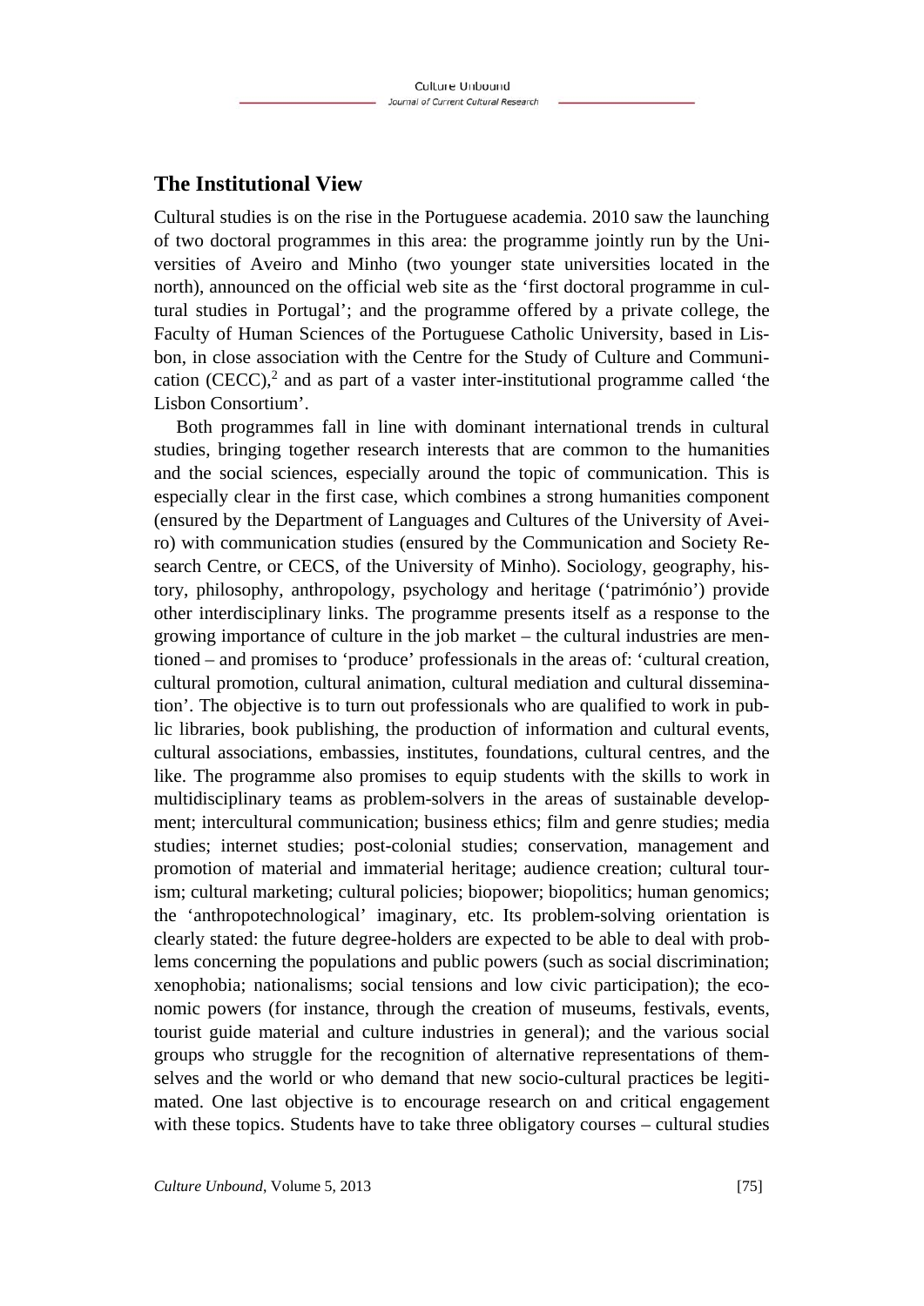## The Institutional View

Cultural studies is on the rise in the Portuguese academia. 2010 saw the launching of two doctoral programmes in this area: the programme jointly run by the Universities of Aveiro and Minho (two younger state universities located in the north), announced on the official web site as the 'first doctoral programme in cultural studies in Portugal'; and the programme offered by a private college, the Faculty of Human Sciences of the Portuguese Catholic University, based in Lisbon, in close association with the Centre for the Study of Culture and Communication (CECC),[2] and as part of a vaster inter-institutional programme called 'the Lisbon Consortium'.

Both programmes fall in line with dominant international trends in cultural studies, bringing together research interests that are common to the humanities and the social sciences, especially around the topic of communication. This is especially clear in the first case, which combines a strong humanities component (ensured by the Department of Languages and Cultures of the University of Aveiro) with communication studies (ensured by the Communication and Society Research Centre, or CECS, of the University of Minho). Sociology, geography, history, philosophy, anthropology, psychology and heritage ('património') provide other interdisciplinary links. The programme presents itself as a response to the growing importance of culture in the job market – the cultural industries are mentioned – and promises to 'produce' professionals in the areas of: 'cultural creation, cultural promotion, cultural animation, cultural mediation and cultural dissemination'. The objective is to turn out professionals who are qualified to work in public libraries, book publishing, the production of information and cultural events, cultural associations, embassies, institutes, foundations, cultural centres, and the like. The programme also promises to equip students with the skills to work in multidisciplinary teams as problem-solvers in the areas of sustainable development; intercultural communication; business ethics; film and genre studies; media studies; internet studies; post-colonial studies; conservation, management and promotion of material and immaterial heritage; audience creation; cultural tourism; cultural marketing; cultural policies; biopower; biopolitics; human genomics; the 'anthropotechnological' imaginary, etc. Its problem-solving orientation is clearly stated: the future degree-holders are expected to be able to deal with problems concerning the populations and public powers (such as social discrimination; xenophobia; nationalisms; social tensions and low civic participation); the economic powers (for instance, through the creation of museums, festivals, events, tourist guide material and culture industries in general); and the various social groups who struggle for the recognition of alternative representations of themselves and the world or who demand that new socio-cultural practices be legitimated. One last objective is to encourage research on and critical engagement with these topics. Students have to take three obligatory courses – cultural studies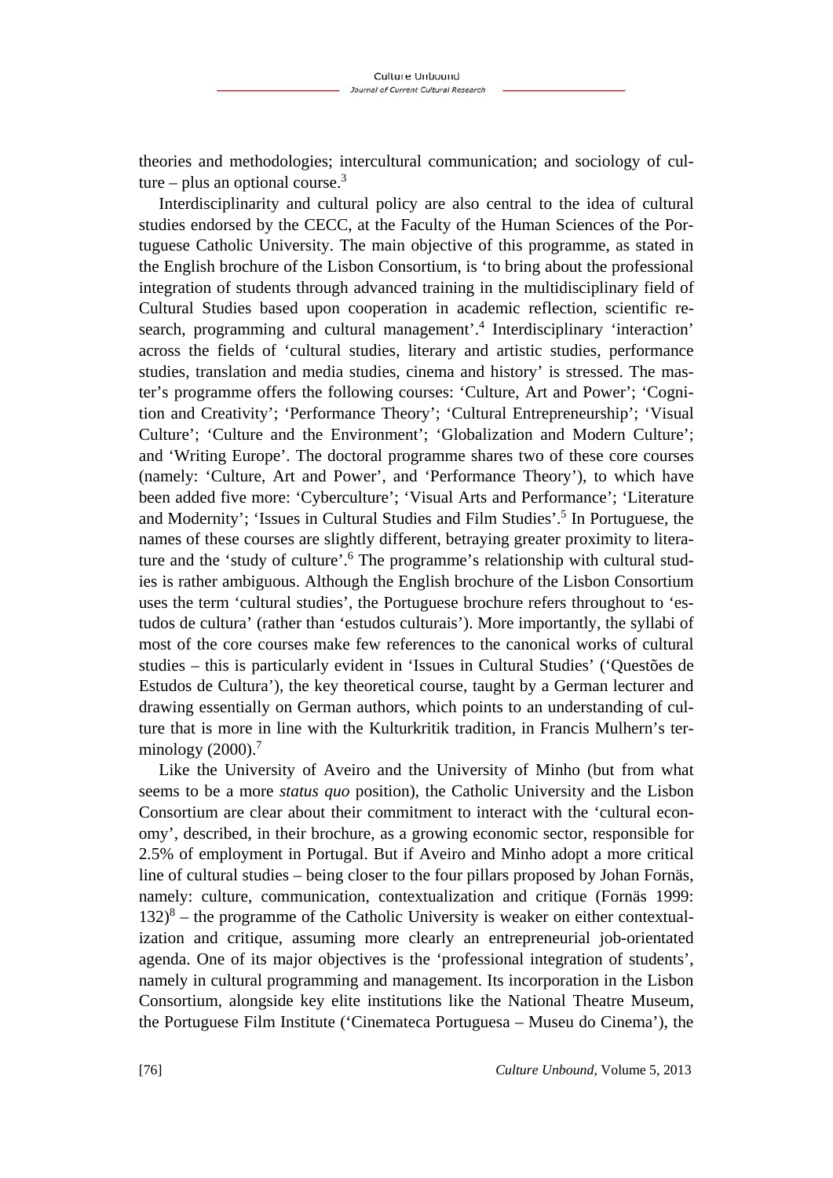theories and methodologies; intercultural communication; and sociology of culture – plus an optional course.[3]

Interdisciplinarity and cultural policy are also central to the idea of cultural studies endorsed by the CECC, at the Faculty of the Human Sciences of the Portuguese Catholic University. The main objective of this programme, as stated in the English brochure of the Lisbon Consortium, is 'to bring about the professional integration of students through advanced training in the multidisciplinary field of Cultural Studies based upon cooperation in academic reflection, scientific research, programming and cultural management'.[4] Interdisciplinary 'interaction' across the fields of 'cultural studies, literary and artistic studies, performance studies, translation and media studies, cinema and history' is stressed. The master's programme offers the following courses: 'Culture, Art and Power'; 'Cognition and Creativity'; 'Performance Theory'; 'Cultural Entrepreneurship'; 'Visual Culture'; 'Culture and the Environment'; 'Globalization and Modern Culture'; and 'Writing Europe'. The doctoral programme shares two of these core courses (namely: 'Culture, Art and Power', and 'Performance Theory'), to which have been added five more: 'Cyberculture'; 'Visual Arts and Performance'; 'Literature and Modernity'; 'Issues in Cultural Studies and Film Studies'.[5] In Portuguese, the names of these courses are slightly different, betraying greater proximity to literature and the 'study of culture'.[6] The programme's relationship with cultural studies is rather ambiguous. Although the English brochure of the Lisbon Consortium uses the term 'cultural studies', the Portuguese brochure refers throughout to 'estudos de cultura' (rather than 'estudos culturais'). More importantly, the syllabi of most of the core courses make few references to the canonical works of cultural studies – this is particularly evident in 'Issues in Cultural Studies' ('Questões de Estudos de Cultura'), the key theoretical course, taught by a German lecturer and drawing essentially on German authors, which points to an understanding of culture that is more in line with the Kulturkritik tradition, in Francis Mulhern's terminology (2000).[7]

Like the University of Aveiro and the University of Minho (but from what seems to be a more *status quo* position), the Catholic University and the Lisbon Consortium are clear about their commitment to interact with the 'cultural economy', described, in their brochure, as a growing economic sector, responsible for 2.5% of employment in Portugal. But if Aveiro and Minho adopt a more critical line of cultural studies – being closer to the four pillars proposed by Johan Fornäs, namely: culture, communication, contextualization and critique (Fornäs 1999: 132)[8] – the programme of the Catholic University is weaker on either contextualization and critique, assuming more clearly an entrepreneurial job-orientated agenda. One of its major objectives is the 'professional integration of students', namely in cultural programming and management. Its incorporation in the Lisbon Consortium, alongside key elite institutions like the National Theatre Museum, the Portuguese Film Institute ('Cinemateca Portuguesa – Museu do Cinema'), the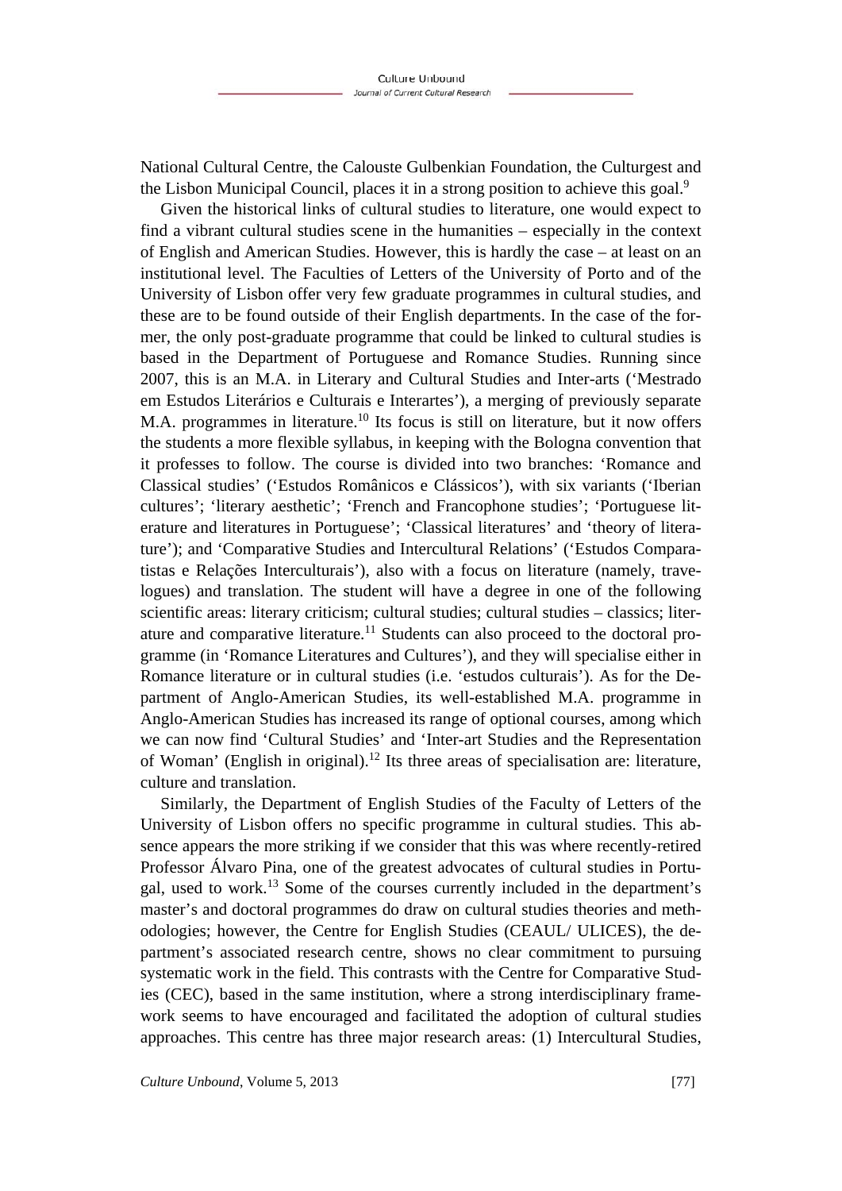National Cultural Centre, the Calouste Gulbenkian Foundation, the Culturgest and the Lisbon Municipal Council, places it in a strong position to achieve this goal.[9]

Given the historical links of cultural studies to literature, one would expect to find a vibrant cultural studies scene in the humanities – especially in the context of English and American Studies. However, this is hardly the case – at least on an institutional level. The Faculties of Letters of the University of Porto and of the University of Lisbon offer very few graduate programmes in cultural studies, and these are to be found outside of their English departments. In the case of the former, the only post-graduate programme that could be linked to cultural studies is based in the Department of Portuguese and Romance Studies. Running since 2007, this is an M.A. in Literary and Cultural Studies and Inter-arts ('Mestrado em Estudos Literários e Culturais e Interartes'), a merging of previously separate M.A. programmes in literature.[10] Its focus is still on literature, but it now offers the students a more flexible syllabus, in keeping with the Bologna convention that it professes to follow. The course is divided into two branches: 'Romance and Classical studies' ('Estudos Românicos e Clássicos'), with six variants ('Iberian cultures'; 'literary aesthetic'; 'French and Francophone studies'; 'Portuguese literature and literatures in Portuguese'; 'Classical literatures' and 'theory of literature'); and 'Comparative Studies and Intercultural Relations' ('Estudos Comparatistas e Relações Interculturais'), also with a focus on literature (namely, travelogues) and translation. The student will have a degree in one of the following scientific areas: literary criticism; cultural studies; cultural studies – classics; literature and comparative literature.[11] Students can also proceed to the doctoral programme (in 'Romance Literatures and Cultures'), and they will specialise either in Romance literature or in cultural studies (i.e. 'estudos culturais'). As for the Department of Anglo-American Studies, its well-established M.A. programme in Anglo-American Studies has increased its range of optional courses, among which we can now find 'Cultural Studies' and 'Inter-art Studies and the Representation of Woman' (English in original).[12] Its three areas of specialisation are: literature, culture and translation.

Similarly, the Department of English Studies of the Faculty of Letters of the University of Lisbon offers no specific programme in cultural studies. This absence appears the more striking if we consider that this was where recently-retired Professor Álvaro Pina, one of the greatest advocates of cultural studies in Portugal, used to work.[13] Some of the courses currently included in the department's master's and doctoral programmes do draw on cultural studies theories and methodologies; however, the Centre for English Studies (CEAUL/ ULICES), the department's associated research centre, shows no clear commitment to pursuing systematic work in the field. This contrasts with the Centre for Comparative Studies (CEC), based in the same institution, where a strong interdisciplinary framework seems to have encouraged and facilitated the adoption of cultural studies approaches. This centre has three major research areas: (1) Intercultural Studies,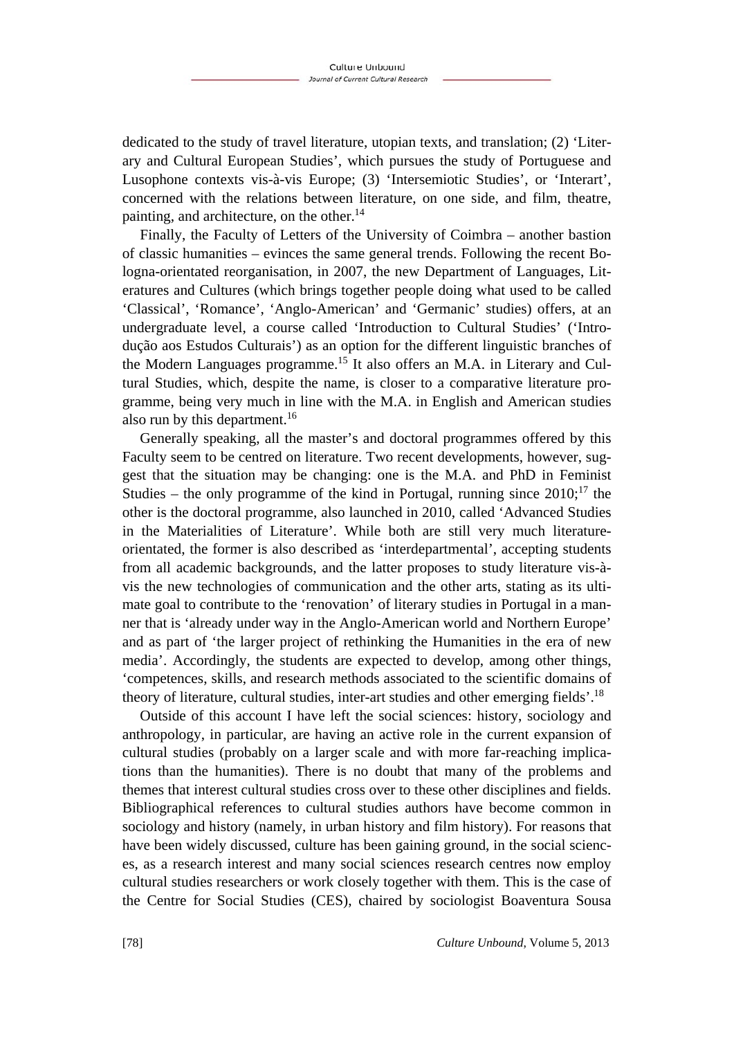dedicated to the study of travel literature, utopian texts, and translation; (2) 'Literary and Cultural European Studies', which pursues the study of Portuguese and Lusophone contexts vis-à-vis Europe; (3) 'Intersemiotic Studies', or 'Interart', concerned with the relations between literature, on one side, and film, theatre, painting, and architecture, on the other.[14]

Finally, the Faculty of Letters of the University of Coimbra – another bastion of classic humanities – evinces the same general trends. Following the recent Bologna-orientated reorganisation, in 2007, the new Department of Languages, Literatures and Cultures (which brings together people doing what used to be called 'Classical', 'Romance', 'Anglo-American' and 'Germanic' studies) offers, at an undergraduate level, a course called 'Introduction to Cultural Studies' ('Introdução aos Estudos Culturais') as an option for the different linguistic branches of the Modern Languages programme.[15] It also offers an M.A. in Literary and Cultural Studies, which, despite the name, is closer to a comparative literature programme, being very much in line with the M.A. in English and American studies also run by this department.[16]

Generally speaking, all the master's and doctoral programmes offered by this Faculty seem to be centred on literature. Two recent developments, however, suggest that the situation may be changing: one is the M.A. and PhD in Feminist Studies – the only programme of the kind in Portugal, running since 2010;[17] the other is the doctoral programme, also launched in 2010, called 'Advanced Studies in the Materialities of Literature'. While both are still very much literature-orientated, the former is also described as 'interdepartmental', accepting students from all academic backgrounds, and the latter proposes to study literature vis-à-vis the new technologies of communication and the other arts, stating as its ultimate goal to contribute to the 'renovation' of literary studies in Portugal in a manner that is 'already under way in the Anglo-American world and Northern Europe' and as part of 'the larger project of rethinking the Humanities in the era of new media'. Accordingly, the students are expected to develop, among other things, 'competences, skills, and research methods associated to the scientific domains of theory of literature, cultural studies, inter-art studies and other emerging fields'.[18]

Outside of this account I have left the social sciences: history, sociology and anthropology, in particular, are having an active role in the current expansion of cultural studies (probably on a larger scale and with more far-reaching implications than the humanities). There is no doubt that many of the problems and themes that interest cultural studies cross over to these other disciplines and fields. Bibliographical references to cultural studies authors have become common in sociology and history (namely, in urban history and film history). For reasons that have been widely discussed, culture has been gaining ground, in the social sciences, as a research interest and many social sciences research centres now employ cultural studies researchers or work closely together with them. This is the case of the Centre for Social Studies (CES), chaired by sociologist Boaventura Sousa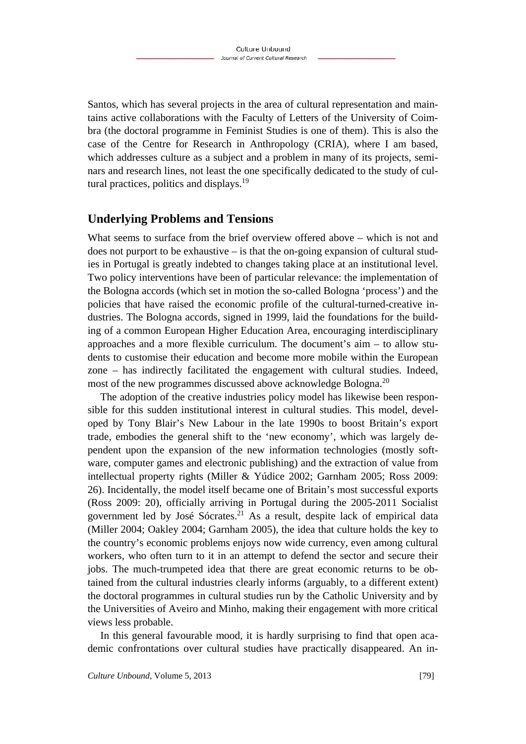Santos, which has several projects in the area of cultural representation and maintains active collaborations with the Faculty of Letters of the University of Coimbra (the doctoral programme in Feminist Studies is one of them). This is also the case of the Centre for Research in Anthropology (CRIA), where I am based, which addresses culture as a subject and a problem in many of its projects, seminars and research lines, not least the one specifically dedicated to the study of cultural practices, politics and displays.[19]

## Underlying Problems and Tensions

What seems to surface from the brief overview offered above – which is not and does not purport to be exhaustive – is that the on-going expansion of cultural studies in Portugal is greatly indebted to changes taking place at an institutional level. Two policy interventions have been of particular relevance: the implementation of the Bologna accords (which set in motion the so-called Bologna 'process') and the policies that have raised the economic profile of the cultural-turned-creative industries. The Bologna accords, signed in 1999, laid the foundations for the building of a common European Higher Education Area, encouraging interdisciplinary approaches and a more flexible curriculum. The document's aim – to allow students to customise their education and become more mobile within the European zone – has indirectly facilitated the engagement with cultural studies. Indeed, most of the new programmes discussed above acknowledge Bologna.[20]

The adoption of the creative industries policy model has likewise been responsible for this sudden institutional interest in cultural studies. This model, developed by Tony Blair's New Labour in the late 1990s to boost Britain's export trade, embodies the general shift to the 'new economy', which was largely dependent upon the expansion of the new information technologies (mostly software, computer games and electronic publishing) and the extraction of value from intellectual property rights (Miller & Yúdice 2002; Garnham 2005; Ross 2009: 26). Incidentally, the model itself became one of Britain's most successful exports (Ross 2009: 20), officially arriving in Portugal during the 2005-2011 Socialist government led by José Sócrates.[21] As a result, despite lack of empirical data (Miller 2004; Oakley 2004; Garnham 2005), the idea that culture holds the key to the country's economic problems enjoys now wide currency, even among cultural workers, who often turn to it in an attempt to defend the sector and secure their jobs. The much-trumpeted idea that there are great economic returns to be obtained from the cultural industries clearly informs (arguably, to a different extent) the doctoral programmes in cultural studies run by the Catholic University and by the Universities of Aveiro and Minho, making their engagement with more critical views less probable.

In this general favourable mood, it is hardly surprising to find that open academic confrontations over cultural studies have practically disappeared. An in-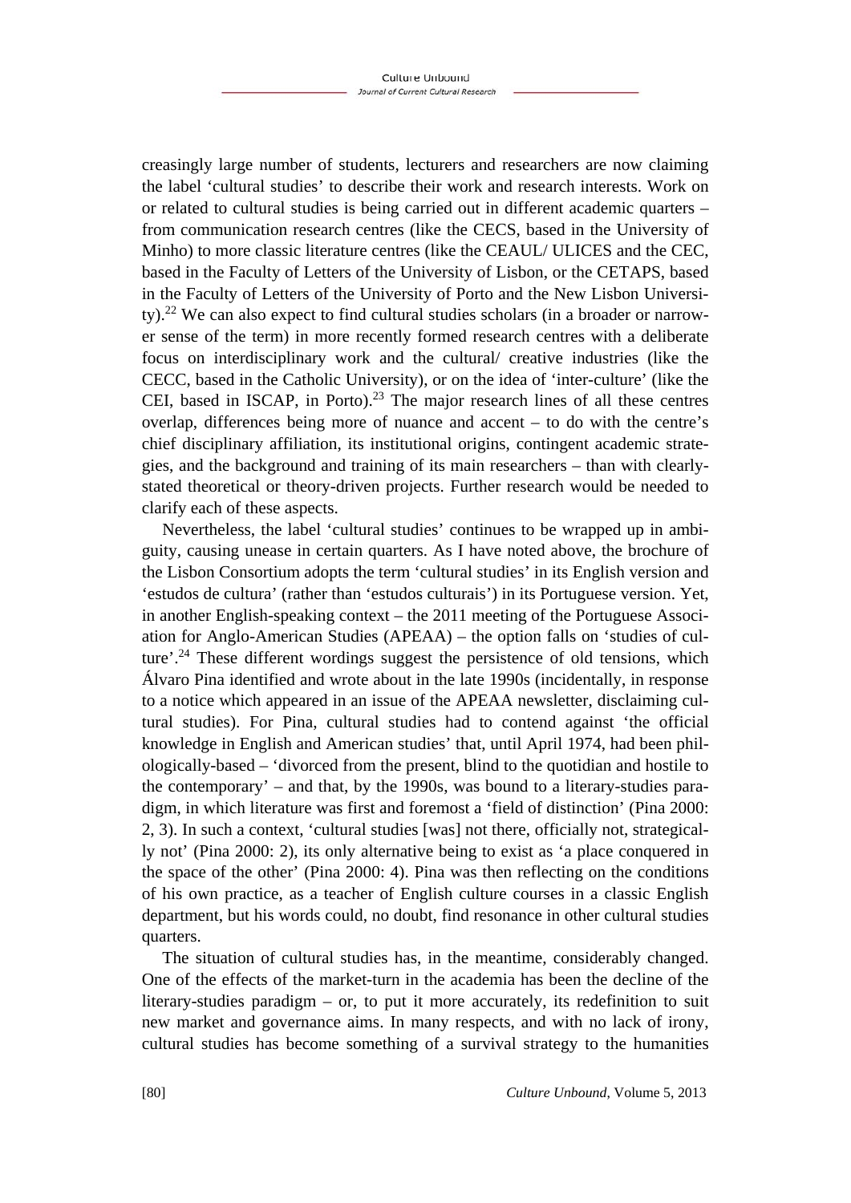creasingly large number of students, lecturers and researchers are now claiming the label 'cultural studies' to describe their work and research interests. Work on or related to cultural studies is being carried out in different academic quarters – from communication research centres (like the CECS, based in the University of Minho) to more classic literature centres (like the CEAUL/ ULICES and the CEC, based in the Faculty of Letters of the University of Lisbon, or the CETAPS, based in the Faculty of Letters of the University of Porto and the New Lisbon University).[22] We can also expect to find cultural studies scholars (in a broader or narrower sense of the term) in more recently formed research centres with a deliberate focus on interdisciplinary work and the cultural/ creative industries (like the CECC, based in the Catholic University), or on the idea of 'inter-culture' (like the CEI, based in ISCAP, in Porto).[23] The major research lines of all these centres overlap, differences being more of nuance and accent – to do with the centre's chief disciplinary affiliation, its institutional origins, contingent academic strategies, and the background and training of its main researchers – than with clearly-stated theoretical or theory-driven projects. Further research would be needed to clarify each of these aspects.

Nevertheless, the label 'cultural studies' continues to be wrapped up in ambiguity, causing unease in certain quarters. As I have noted above, the brochure of the Lisbon Consortium adopts the term 'cultural studies' in its English version and 'estudos de cultura' (rather than 'estudos culturais') in its Portuguese version. Yet, in another English-speaking context – the 2011 meeting of the Portuguese Association for Anglo-American Studies (APEAA) – the option falls on 'studies of culture'.[24] These different wordings suggest the persistence of old tensions, which Álvaro Pina identified and wrote about in the late 1990s (incidentally, in response to a notice which appeared in an issue of the APEAA newsletter, disclaiming cultural studies). For Pina, cultural studies had to contend against 'the official knowledge in English and American studies' that, until April 1974, had been philologically-based – 'divorced from the present, blind to the quotidian and hostile to the contemporary' – and that, by the 1990s, was bound to a literary-studies paradigm, in which literature was first and foremost a 'field of distinction' (Pina 2000: 2, 3). In such a context, 'cultural studies [was] not there, officially not, strategically not' (Pina 2000: 2), its only alternative being to exist as 'a place conquered in the space of the other' (Pina 2000: 4). Pina was then reflecting on the conditions of his own practice, as a teacher of English culture courses in a classic English department, but his words could, no doubt, find resonance in other cultural studies quarters.

The situation of cultural studies has, in the meantime, considerably changed. One of the effects of the market-turn in the academia has been the decline of the literary-studies paradigm – or, to put it more accurately, its redefinition to suit new market and governance aims. In many respects, and with no lack of irony, cultural studies has become something of a survival strategy to the humanities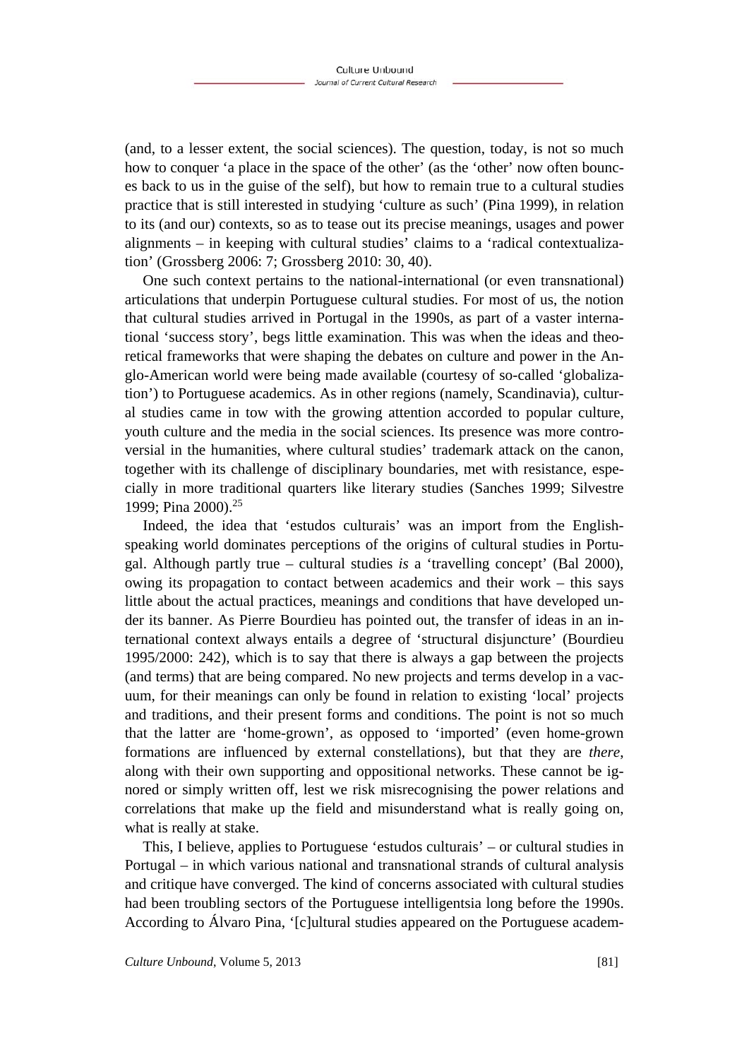(and, to a lesser extent, the social sciences). The question, today, is not so much how to conquer 'a place in the space of the other' (as the 'other' now often bounces back to us in the guise of the self), but how to remain true to a cultural studies practice that is still interested in studying 'culture as such' (Pina 1999), in relation to its (and our) contexts, so as to tease out its precise meanings, usages and power alignments – in keeping with cultural studies' claims to a 'radical contextualization' (Grossberg 2006: 7; Grossberg 2010: 30, 40).

One such context pertains to the national-international (or even transnational) articulations that underpin Portuguese cultural studies. For most of us, the notion that cultural studies arrived in Portugal in the 1990s, as part of a vaster international 'success story', begs little examination. This was when the ideas and theoretical frameworks that were shaping the debates on culture and power in the Anglo-American world were being made available (courtesy of so-called 'globalization') to Portuguese academics. As in other regions (namely, Scandinavia), cultural studies came in tow with the growing attention accorded to popular culture, youth culture and the media in the social sciences. Its presence was more controversial in the humanities, where cultural studies' trademark attack on the canon, together with its challenge of disciplinary boundaries, met with resistance, especially in more traditional quarters like literary studies (Sanches 1999; Silvestre 1999; Pina 2000).[25]

Indeed, the idea that 'estudos culturais' was an import from the English-speaking world dominates perceptions of the origins of cultural studies in Portugal. Although partly true – cultural studies *is* a 'travelling concept' (Bal 2000), owing its propagation to contact between academics and their work – this says little about the actual practices, meanings and conditions that have developed under its banner. As Pierre Bourdieu has pointed out, the transfer of ideas in an international context always entails a degree of 'structural disjuncture' (Bourdieu 1995/2000: 242), which is to say that there is always a gap between the projects (and terms) that are being compared. No new projects and terms develop in a vacuum, for their meanings can only be found in relation to existing 'local' projects and traditions, and their present forms and conditions. The point is not so much that the latter are 'home-grown', as opposed to 'imported' (even home-grown formations are influenced by external constellations), but that they are *there*, along with their own supporting and oppositional networks. These cannot be ignored or simply written off, lest we risk misrecognising the power relations and correlations that make up the field and misunderstand what is really going on, what is really at stake.

This, I believe, applies to Portuguese 'estudos culturais' – or cultural studies in Portugal – in which various national and transnational strands of cultural analysis and critique have converged. The kind of concerns associated with cultural studies had been troubling sectors of the Portuguese intelligentsia long before the 1990s. According to Álvaro Pina, '[c]ultural studies appeared on the Portuguese academ-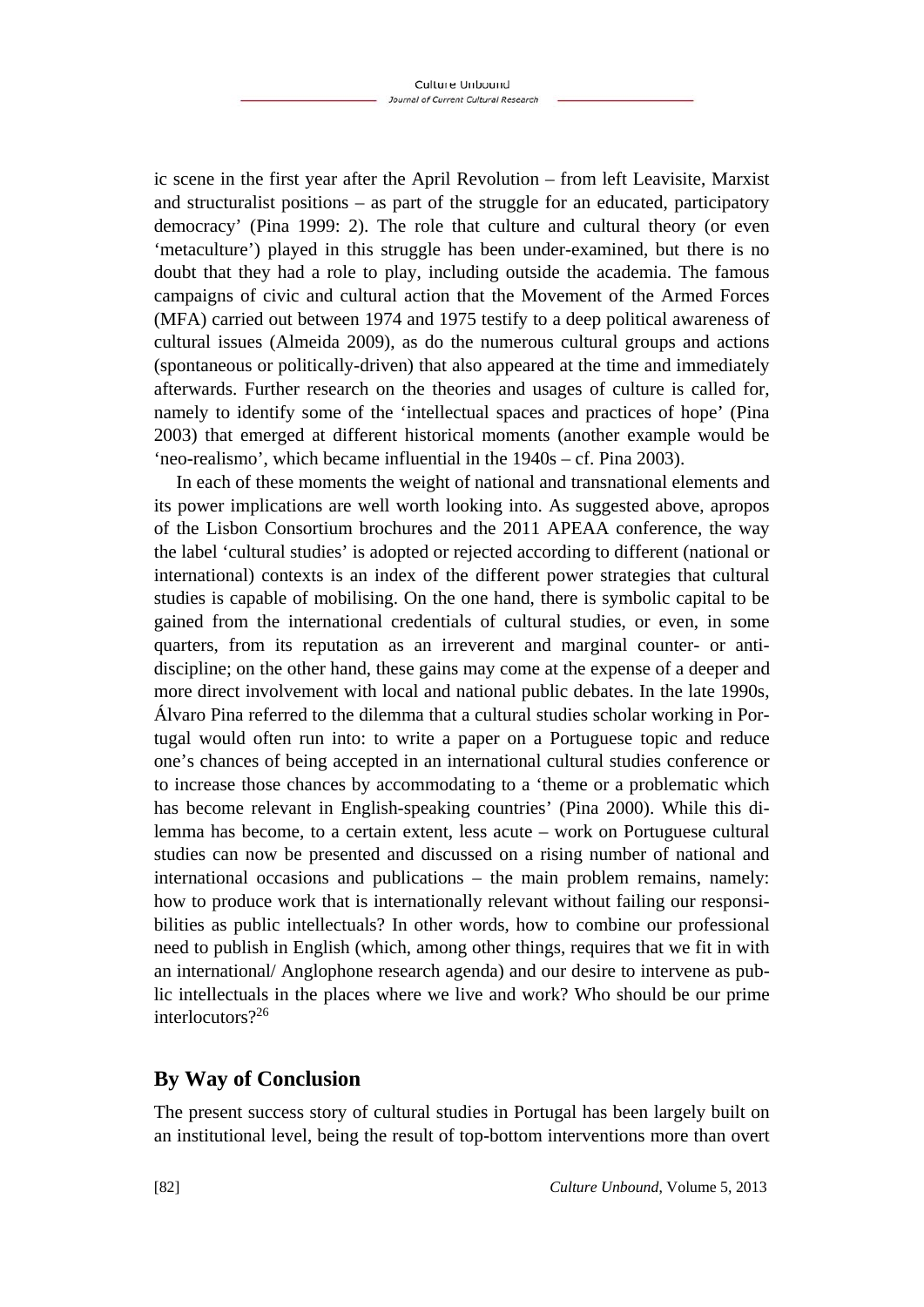ic scene in the first year after the April Revolution – from left Leavisite, Marxist and structuralist positions – as part of the struggle for an educated, participatory democracy' (Pina 1999: 2). The role that culture and cultural theory (or even 'metaculture') played in this struggle has been under-examined, but there is no doubt that they had a role to play, including outside the academia. The famous campaigns of civic and cultural action that the Movement of the Armed Forces (MFA) carried out between 1974 and 1975 testify to a deep political awareness of cultural issues (Almeida 2009), as do the numerous cultural groups and actions (spontaneous or politically-driven) that also appeared at the time and immediately afterwards. Further research on the theories and usages of culture is called for, namely to identify some of the 'intellectual spaces and practices of hope' (Pina 2003) that emerged at different historical moments (another example would be 'neo-realismo', which became influential in the 1940s – cf. Pina 2003).

In each of these moments the weight of national and transnational elements and its power implications are well worth looking into. As suggested above, apropos of the Lisbon Consortium brochures and the 2011 APEAA conference, the way the label 'cultural studies' is adopted or rejected according to different (national or international) contexts is an index of the different power strategies that cultural studies is capable of mobilising. On the one hand, there is symbolic capital to be gained from the international credentials of cultural studies, or even, in some quarters, from its reputation as an irreverent and marginal counter- or anti-discipline; on the other hand, these gains may come at the expense of a deeper and more direct involvement with local and national public debates. In the late 1990s, Álvaro Pina referred to the dilemma that a cultural studies scholar working in Portugal would often run into: to write a paper on a Portuguese topic and reduce one's chances of being accepted in an international cultural studies conference or to increase those chances by accommodating to a 'theme or a problematic which has become relevant in English-speaking countries' (Pina 2000). While this dilemma has become, to a certain extent, less acute – work on Portuguese cultural studies can now be presented and discussed on a rising number of national and international occasions and publications – the main problem remains, namely: how to produce work that is internationally relevant without failing our responsibilities as public intellectuals? In other words, how to combine our professional need to publish in English (which, among other things, requires that we fit in with an international/ Anglophone research agenda) and our desire to intervene as public intellectuals in the places where we live and work? Who should be our prime interlocutors?[26]

## By Way of Conclusion

The present success story of cultural studies in Portugal has been largely built on an institutional level, being the result of top-bottom interventions more than overt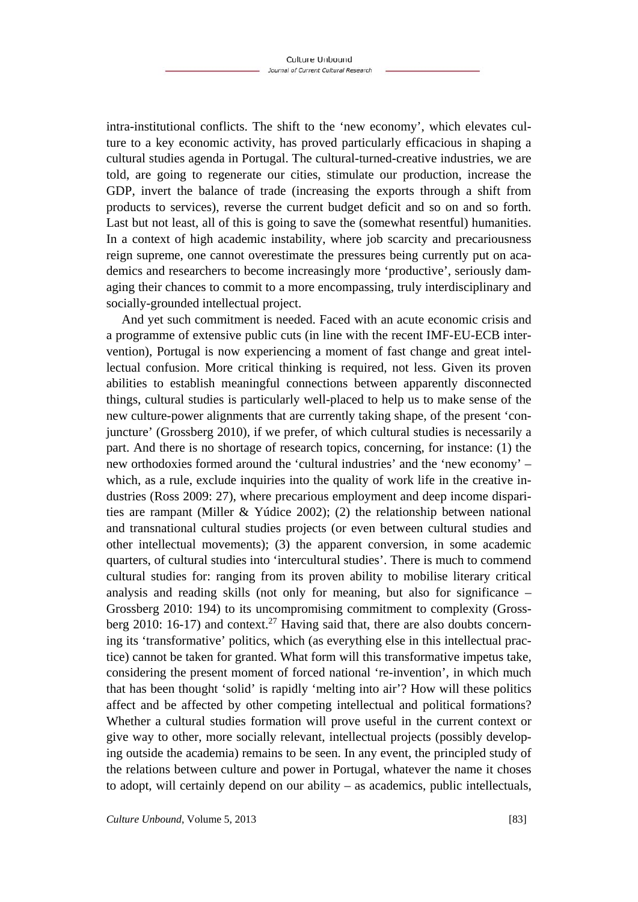intra-institutional conflicts. The shift to the 'new economy', which elevates culture to a key economic activity, has proved particularly efficacious in shaping a cultural studies agenda in Portugal. The cultural-turned-creative industries, we are told, are going to regenerate our cities, stimulate our production, increase the GDP, invert the balance of trade (increasing the exports through a shift from products to services), reverse the current budget deficit and so on and so forth. Last but not least, all of this is going to save the (somewhat resentful) humanities. In a context of high academic instability, where job scarcity and precariousness reign supreme, one cannot overestimate the pressures being currently put on academics and researchers to become increasingly more 'productive', seriously damaging their chances to commit to a more encompassing, truly interdisciplinary and socially-grounded intellectual project.

And yet such commitment is needed. Faced with an acute economic crisis and a programme of extensive public cuts (in line with the recent IMF-EU-ECB intervention), Portugal is now experiencing a moment of fast change and great intellectual confusion. More critical thinking is required, not less. Given its proven abilities to establish meaningful connections between apparently disconnected things, cultural studies is particularly well-placed to help us to make sense of the new culture-power alignments that are currently taking shape, of the present 'conjuncture' (Grossberg 2010), if we prefer, of which cultural studies is necessarily a part. And there is no shortage of research topics, concerning, for instance: (1) the new orthodoxies formed around the 'cultural industries' and the 'new economy' – which, as a rule, exclude inquiries into the quality of work life in the creative industries (Ross 2009: 27), where precarious employment and deep income disparities are rampant (Miller & Yúdice 2002); (2) the relationship between national and transnational cultural studies projects (or even between cultural studies and other intellectual movements); (3) the apparent conversion, in some academic quarters, of cultural studies into 'intercultural studies'. There is much to commend cultural studies for: ranging from its proven ability to mobilise literary critical analysis and reading skills (not only for meaning, but also for significance – Grossberg 2010: 194) to its uncompromising commitment to complexity (Grossberg 2010: 16-17) and context.[27] Having said that, there are also doubts concerning its 'transformative' politics, which (as everything else in this intellectual practice) cannot be taken for granted. What form will this transformative impetus take, considering the present moment of forced national 're-invention', in which much that has been thought 'solid' is rapidly 'melting into air'? How will these politics affect and be affected by other competing intellectual and political formations? Whether a cultural studies formation will prove useful in the current context or give way to other, more socially relevant, intellectual projects (possibly developing outside the academia) remains to be seen. In any event, the principled study of the relations between culture and power in Portugal, whatever the name it choses to adopt, will certainly depend on our ability – as academics, public intellectuals,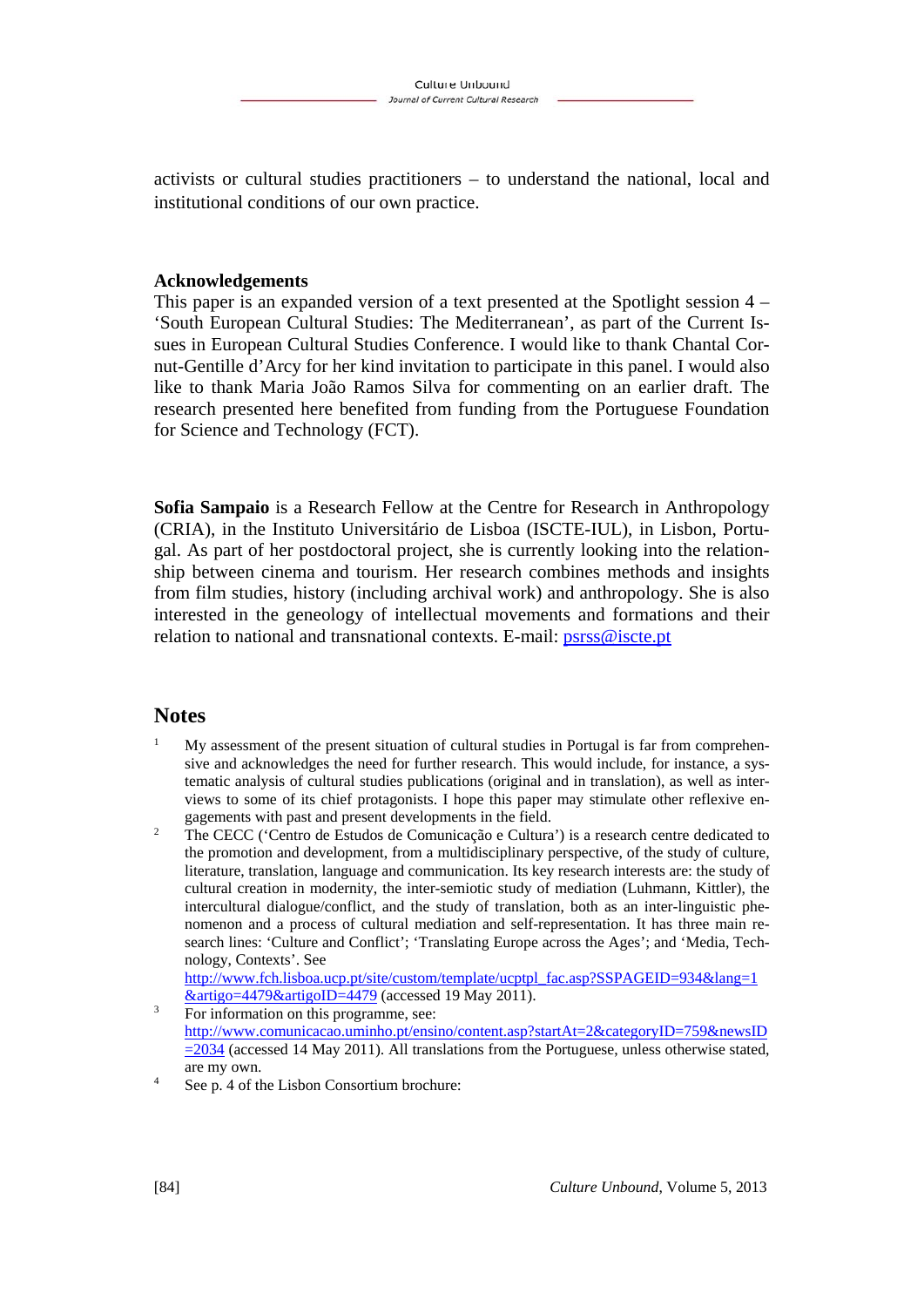activists or cultural studies practitioners – to understand the national, local and institutional conditions of our own practice.

### Acknowledgements

This paper is an expanded version of a text presented at the Spotlight session 4 – 'South European Cultural Studies: The Mediterranean', as part of the Current Issues in European Cultural Studies Conference. I would like to thank Chantal Cornut-Gentille d'Arcy for her kind invitation to participate in this panel. I would also like to thank Maria João Ramos Silva for commenting on an earlier draft. The research presented here benefited from funding from the Portuguese Foundation for Science and Technology (FCT).

**Sofia Sampaio** is a Research Fellow at the Centre for Research in Anthropology (CRIA), in the Instituto Universitário de Lisboa (ISCTE-IUL), in Lisbon, Portugal. As part of her postdoctoral project, she is currently looking into the relationship between cinema and tourism. Her research combines methods and insights from film studies, history (including archival work) and anthropology. She is also interested in the geneology of intellectual movements and formations and their relation to national and transnational contexts. E-mail: psrss@iscte.pt

## Notes

1. My assessment of the present situation of cultural studies in Portugal is far from comprehensive and acknowledges the need for further research. This would include, for instance, a systematic analysis of cultural studies publications (original and in translation), as well as interviews to some of its chief protagonists. I hope this paper may stimulate other reflexive engagements with past and present developments in the field.
2. The CECC ('Centro de Estudos de Comunicação e Cultura') is a research centre dedicated to the promotion and development, from a multidisciplinary perspective, of the study of culture, literature, translation, language and communication. Its key research interests are: the study of cultural creation in modernity, the inter-semiotic study of mediation (Luhmann, Kittler), the intercultural dialogue/conflict, and the study of translation, both as an inter-linguistic phenomenon and a process of cultural mediation and self-representation. It has three main research lines: 'Culture and Conflict'; 'Translating Europe across the Ages'; and 'Media, Technology, Contexts'. See http://www.fch.lisboa.ucp.pt/site/custom/template/ucptpl_fac.asp?SSPAGEID=934&lang=1&artigo=4479&artigoID=4479 (accessed 19 May 2011).
3. For information on this programme, see: http://www.comunicacao.uminho.pt/ensino/content.asp?startAt=2&categoryID=759&newsID=2034 (accessed 14 May 2011). All translations from the Portuguese, unless otherwise stated, are my own.
4. See p. 4 of the Lisbon Consortium brochure: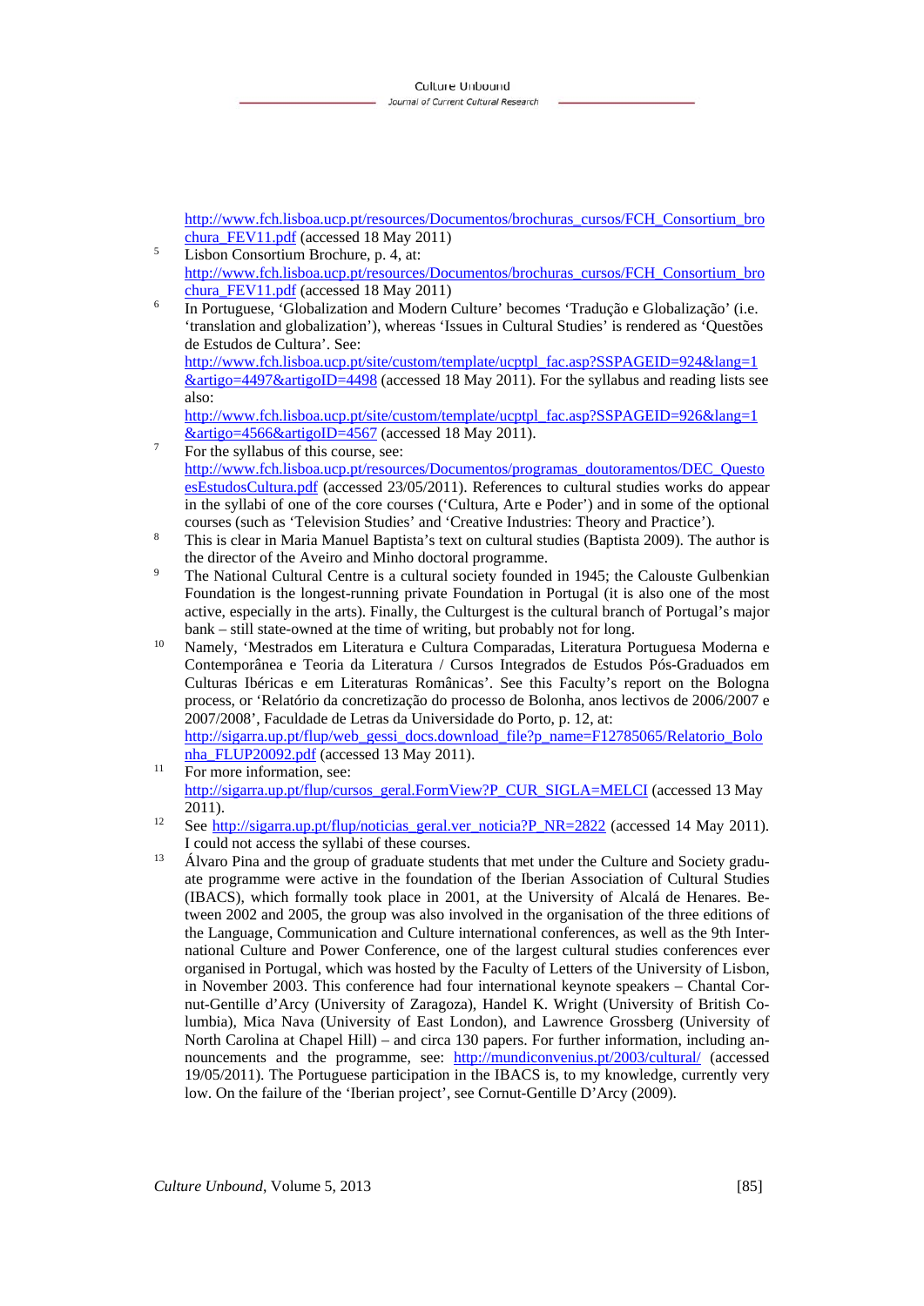http://www.fch.lisboa.ucp.pt/resources/Documentos/brochuras_cursos/FCH_Consortium_brochura_FEV11.pdf (accessed 18 May 2011)

5 Lisbon Consortium Brochure, p. 4, at: http://www.fch.lisboa.ucp.pt/resources/Documentos/brochuras_cursos/FCH_Consortium_brochura_FEV11.pdf (accessed 18 May 2011)

6 In Portuguese, 'Globalization and Modern Culture' becomes 'Tradução e Globalização' (i.e. 'translation and globalization'), whereas 'Issues in Cultural Studies' is rendered as 'Questões de Estudos de Cultura'. See: http://www.fch.lisboa.ucp.pt/site/custom/template/ucptpl_fac.asp?SSPAGEID=924&lang=1&artigo=4497&artigoID=4498 (accessed 18 May 2011). For the syllabus and reading lists see also: http://www.fch.lisboa.ucp.pt/site/custom/template/ucptpl_fac.asp?SSPAGEID=926&lang=1&artigo=4566&artigoID=4567 (accessed 18 May 2011).

7 For the syllabus of this course, see: http://www.fch.lisboa.ucp.pt/resources/Documentos/programas_doutoramentos/DEC_QuestoesEstudosCultura.pdf (accessed 23/05/2011). References to cultural studies works do appear in the syllabi of one of the core courses ('Cultura, Arte e Poder') and in some of the optional courses (such as 'Television Studies' and 'Creative Industries: Theory and Practice').

8 This is clear in Maria Manuel Baptista's text on cultural studies (Baptista 2009). The author is the director of the Aveiro and Minho doctoral programme.

9 The National Cultural Centre is a cultural society founded in 1945; the Calouste Gulbenkian Foundation is the longest-running private Foundation in Portugal (it is also one of the most active, especially in the arts). Finally, the Culturgest is the cultural branch of Portugal's major bank – still state-owned at the time of writing, but probably not for long.

10 Namely, 'Mestrados em Literatura e Cultura Comparadas, Literatura Portuguesa Moderna e Contemporânea e Teoria da Literatura / Cursos Integrados de Estudos Pós-Graduados em Culturas Ibéricas e em Literaturas Românicas'. See this Faculty's report on the Bologna process, or 'Relatório da concretização do processo de Bolonha, anos lectivos de 2006/2007 e 2007/2008', Faculdade de Letras da Universidade do Porto, p. 12, at: http://sigarra.up.pt/flup/web_gessi_docs.download_file?p_name=F12785065/Relatorio_Bolonha_FLUP20092.pdf (accessed 13 May 2011).

11 For more information, see: http://sigarra.up.pt/flup/cursos_geral.FormView?P_CUR_SIGLA=MELCI (accessed 13 May 2011).

12 See http://sigarra.up.pt/flup/noticias_geral.ver_noticia?P_NR=2822 (accessed 14 May 2011). I could not access the syllabi of these courses.

13 Álvaro Pina and the group of graduate students that met under the Culture and Society graduate programme were active in the foundation of the Iberian Association of Cultural Studies (IBACS), which formally took place in 2001, at the University of Alcalá de Henares. Between 2002 and 2005, the group was also involved in the organisation of the three editions of the Language, Communication and Culture international conferences, as well as the 9th International Culture and Power Conference, one of the largest cultural studies conferences ever organised in Portugal, which was hosted by the Faculty of Letters of the University of Lisbon, in November 2003. This conference had four international keynote speakers – Chantal Cornut-Gentille d'Arcy (University of Zaragoza), Handel K. Wright (University of British Columbia), Mica Nava (University of East London), and Lawrence Grossberg (University of North Carolina at Chapel Hill) – and circa 130 papers. For further information, including announcements and the programme, see: http://mundiconvenius.pt/2003/cultural/ (accessed 19/05/2011). The Portuguese participation in the IBACS is, to my knowledge, currently very low. On the failure of the 'Iberian project', see Cornut-Gentille D'Arcy (2009).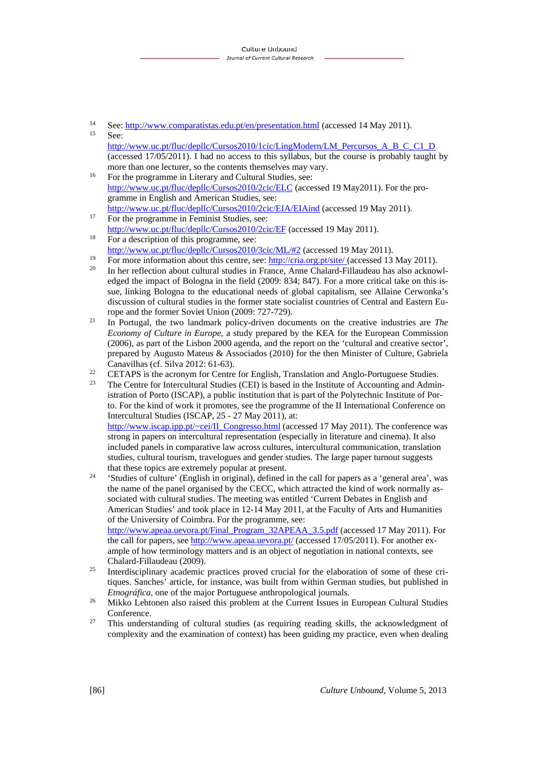[14] See: http://www.comparatistas.edu.pt/en/presentation.html (accessed 14 May 2011).

[15] See: http://www.uc.pt/fluc/depllc/Cursos2010/1cic/LingModern/LM_Percursos_A_B_C_C1_D (accessed 17/05/2011). I had no access to this syllabus, but the course is probably taught by more than one lecturer, so the contents themselves may vary.

[16] For the programme in Literary and Cultural Studies, see: http://www.uc.pt/fluc/depllc/Cursos2010/2cic/ELC (accessed 19 May2011). For the programme in English and American Studies, see: http://www.uc.pt/fluc/depllc/Cursos2010/2cic/EIA/EIAind (accessed 19 May 2011).

[17] For the programme in Feminist Studies, see: http://www.uc.pt/fluc/depllc/Cursos2010/2cic/EF (accessed 19 May 2011).

[18] For a description of this programme, see: http://www.uc.pt/fluc/depllc/Cursos2010/3cic/ML/#2 (accessed 19 May 2011).

[19] For more information about this centre, see: http://cria.org.pt/site/ (accessed 13 May 2011).

[20] In her reflection about cultural studies in France, Anne Chalard-Fillaudeau has also acknowledged the impact of Bologna in the field (2009: 834; 847). For a more critical take on this issue, linking Bologna to the educational needs of global capitalism, see Allaine Cerwonka's discussion of cultural studies in the former state socialist countries of Central and Eastern Europe and the former Soviet Union (2009: 727-729).

[21] In Portugal, the two landmark policy-driven documents on the creative industries are *The Economy of Culture in Europe*, a study prepared by the KEA for the European Commission (2006), as part of the Lisbon 2000 agenda, and the report on the 'cultural and creative sector', prepared by Augusto Mateus & Associados (2010) for the then Minister of Culture, Gabriela Canavilhas (cf. Silva 2012: 61-63).

[22] CETAPS is the acronym for Centre for English, Translation and Anglo-Portuguese Studies.

[23] The Centre for Intercultural Studies (CEI) is based in the Institute of Accounting and Administration of Porto (ISCAP), a public institution that is part of the Polytechnic Institute of Porto. For the kind of work it promotes, see the programme of the II International Conference on Intercultural Studies (ISCAP, 25 - 27 May 2011), at: http://www.iscap.ipp.pt/~cei/II_Congresso.html (accessed 17 May 2011). The conference was strong in papers on intercultural representation (especially in literature and cinema). It also included panels in comparative law across cultures, intercultural communication, translation studies, cultural tourism, travelogues and gender studies. The large paper turnout suggests that these topics are extremely popular at present.

[24] 'Studies of culture' (English in original), defined in the call for papers as a 'general area', was the name of the panel organised by the CECC, which attracted the kind of work normally associated with cultural studies. The meeting was entitled 'Current Debates in English and American Studies' and took place in 12-14 May 2011, at the Faculty of Arts and Humanities of the University of Coimbra. For the programme, see: http://www.apeaa.uevora.pt/Final_Program_32APEAA_3.5.pdf (accessed 17 May 2011). For the call for papers, see http://www.apeaa.uevora.pt/ (accessed 17/05/2011). For another example of how terminology matters and is an object of negotiation in national contexts, see Chalard-Fillaudeau (2009).

[25] Interdisciplinary academic practices proved crucial for the elaboration of some of these critiques. Sanches' article, for instance, was built from within German studies, but published in *Etnográfica*, one of the major Portuguese anthropological journals.

[26] Mikko Lehtonen also raised this problem at the Current Issues in European Cultural Studies Conference.

[27] This understanding of cultural studies (as requiring reading skills, the acknowledgment of complexity and the examination of context) has been guiding my practice, even when dealing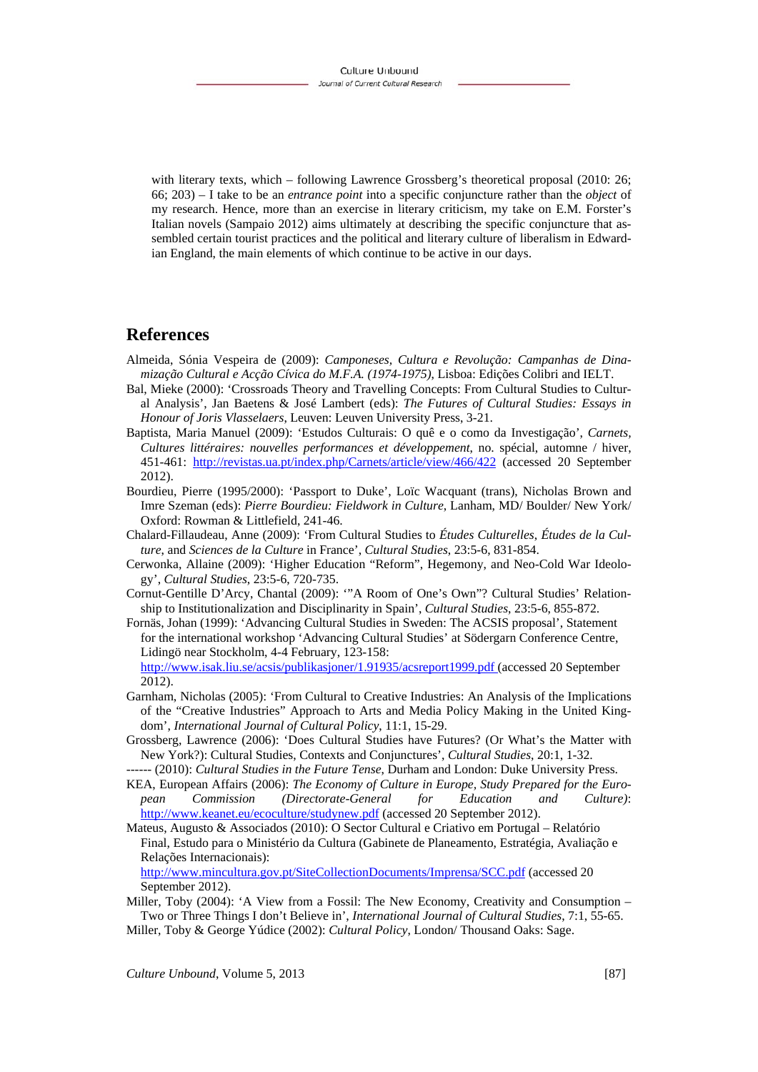with literary texts, which – following Lawrence Grossberg's theoretical proposal (2010: 26; 66; 203) – I take to be an *entrance point* into a specific conjuncture rather than the *object* of my research. Hence, more than an exercise in literary criticism, my take on E.M. Forster's Italian novels (Sampaio 2012) aims ultimately at describing the specific conjuncture that assembled certain tourist practices and the political and literary culture of liberalism in Edwardian England, the main elements of which continue to be active in our days.

## References

Almeida, Sónia Vespeira de (2009): *Camponeses, Cultura e Revolução: Campanhas de Dinamização Cultural e Acção Cívica do M.F.A. (1974-1975)*, Lisboa: Edições Colibri and IELT.

Bal, Mieke (2000): 'Crossroads Theory and Travelling Concepts: From Cultural Studies to Cultural Analysis', Jan Baetens & José Lambert (eds): *The Futures of Cultural Studies: Essays in Honour of Joris Vlasselaers*, Leuven: Leuven University Press, 3-21.

Baptista, Maria Manuel (2009): 'Estudos Culturais: O quê e o como da Investigação', *Carnets, Cultures littéraires: nouvelles performances et développement*, no. spécial, automne / hiver, 451-461: http://revistas.ua.pt/index.php/Carnets/article/view/466/422 (accessed 20 September 2012).

Bourdieu, Pierre (1995/2000): 'Passport to Duke', Loïc Wacquant (trans), Nicholas Brown and Imre Szeman (eds): *Pierre Bourdieu: Fieldwork in Culture*, Lanham, MD/ Boulder/ New York/ Oxford: Rowman & Littlefield, 241-46.

Chalard-Fillaudeau, Anne (2009): 'From Cultural Studies to *Études Culturelles*, *Études de la Culture*, and *Sciences de la Culture* in France', *Cultural Studies*, 23:5-6, 831-854.

Cerwonka, Allaine (2009): 'Higher Education "Reform", Hegemony, and Neo-Cold War Ideology', *Cultural Studies*, 23:5-6, 720-735.

Cornut-Gentille D'Arcy, Chantal (2009): '"A Room of One's Own"? Cultural Studies' Relationship to Institutionalization and Disciplinarity in Spain', *Cultural Studies*, 23:5-6, 855-872.

Fornäs, Johan (1999): 'Advancing Cultural Studies in Sweden: The ACSIS proposal', Statement for the international workshop 'Advancing Cultural Studies' at Södergarn Conference Centre, Lidingö near Stockholm, 4-4 February, 123-158: http://www.isak.liu.se/acsis/publikasjoner/1.91935/acsreport1999.pdf (accessed 20 September 2012).

Garnham, Nicholas (2005): 'From Cultural to Creative Industries: An Analysis of the Implications of the "Creative Industries" Approach to Arts and Media Policy Making in the United Kingdom', *International Journal of Cultural Policy*, 11:1, 15-29.

Grossberg, Lawrence (2006): 'Does Cultural Studies have Futures? (Or What's the Matter with New York?): Cultural Studies, Contexts and Conjunctures', *Cultural Studies*, 20:1, 1-32.

------ (2010): *Cultural Studies in the Future Tense*, Durham and London: Duke University Press.

KEA, European Affairs (2006): *The Economy of Culture in Europe, Study Prepared for the European Commission (Directorate-General for Education and Culture)*: http://www.keanet.eu/ecoculture/studynew.pdf (accessed 20 September 2012).

Mateus, Augusto & Associados (2010): O Sector Cultural e Criativo em Portugal – Relatório Final, Estudo para o Ministério da Cultura (Gabinete de Planeamento, Estratégia, Avaliação e Relações Internacionais): http://www.mincultura.gov.pt/SiteCollectionDocuments/Imprensa/SCC.pdf (accessed 20 September 2012).

Miller, Toby (2004): 'A View from a Fossil: The New Economy, Creativity and Consumption – Two or Three Things I don't Believe in', *International Journal of Cultural Studies*, 7:1, 55-65.

Miller, Toby & George Yúdice (2002): *Cultural Policy*, London/ Thousand Oaks: Sage.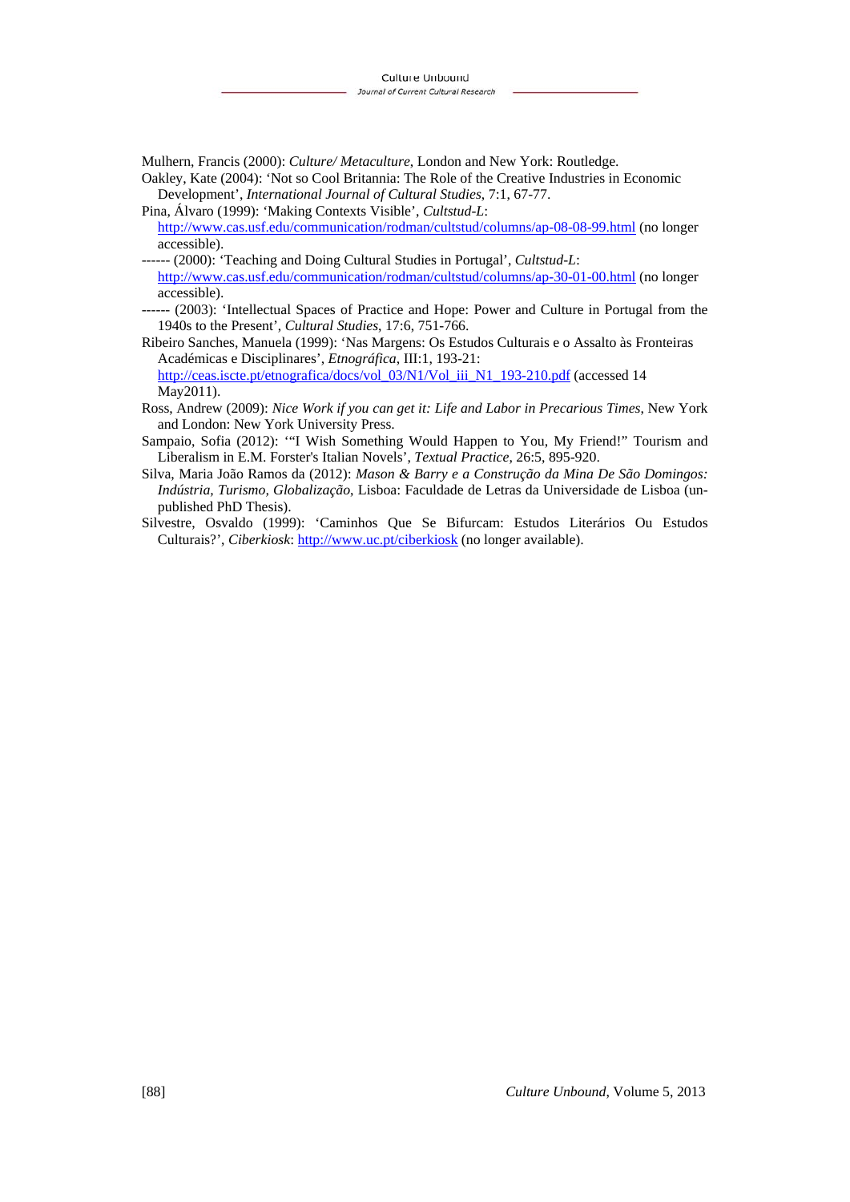Mulhern, Francis (2000): *Culture/ Metaculture*, London and New York: Routledge.

Oakley, Kate (2004): 'Not so Cool Britannia: The Role of the Creative Industries in Economic Development', *International Journal of Cultural Studies*, 7:1, 67-77.

Pina, Álvaro (1999): 'Making Contexts Visible', *Cultstud-L*: http://www.cas.usf.edu/communication/rodman/cultstud/columns/ap-08-08-99.html (no longer accessible).

------ (2000): 'Teaching and Doing Cultural Studies in Portugal', *Cultstud-L*: http://www.cas.usf.edu/communication/rodman/cultstud/columns/ap-30-01-00.html (no longer accessible).

------ (2003): 'Intellectual Spaces of Practice and Hope: Power and Culture in Portugal from the 1940s to the Present', *Cultural Studies*, 17:6, 751-766.

Ribeiro Sanches, Manuela (1999): 'Nas Margens: Os Estudos Culturais e o Assalto às Fronteiras Académicas e Disciplinares', *Etnográfica*, III:1, 193-21: http://ceas.iscte.pt/etnografica/docs/vol_03/N1/Vol_iii_N1_193-210.pdf (accessed 14 May2011).

Ross, Andrew (2009): *Nice Work if you can get it: Life and Labor in Precarious Times*, New York and London: New York University Press.

Sampaio, Sofia (2012): '"I Wish Something Would Happen to You, My Friend!" Tourism and Liberalism in E.M. Forster's Italian Novels', *Textual Practice*, 26:5, 895-920.

Silva, Maria João Ramos da (2012): *Mason & Barry e a Construção da Mina De São Domingos: Indústria, Turismo, Globalização*, Lisboa: Faculdade de Letras da Universidade de Lisboa (unpublished PhD Thesis).

Silvestre, Osvaldo (1999): 'Caminhos Que Se Bifurcam: Estudos Literários Ou Estudos Culturais?', *Ciberkiosk*: http://www.uc.pt/ciberkiosk (no longer available).